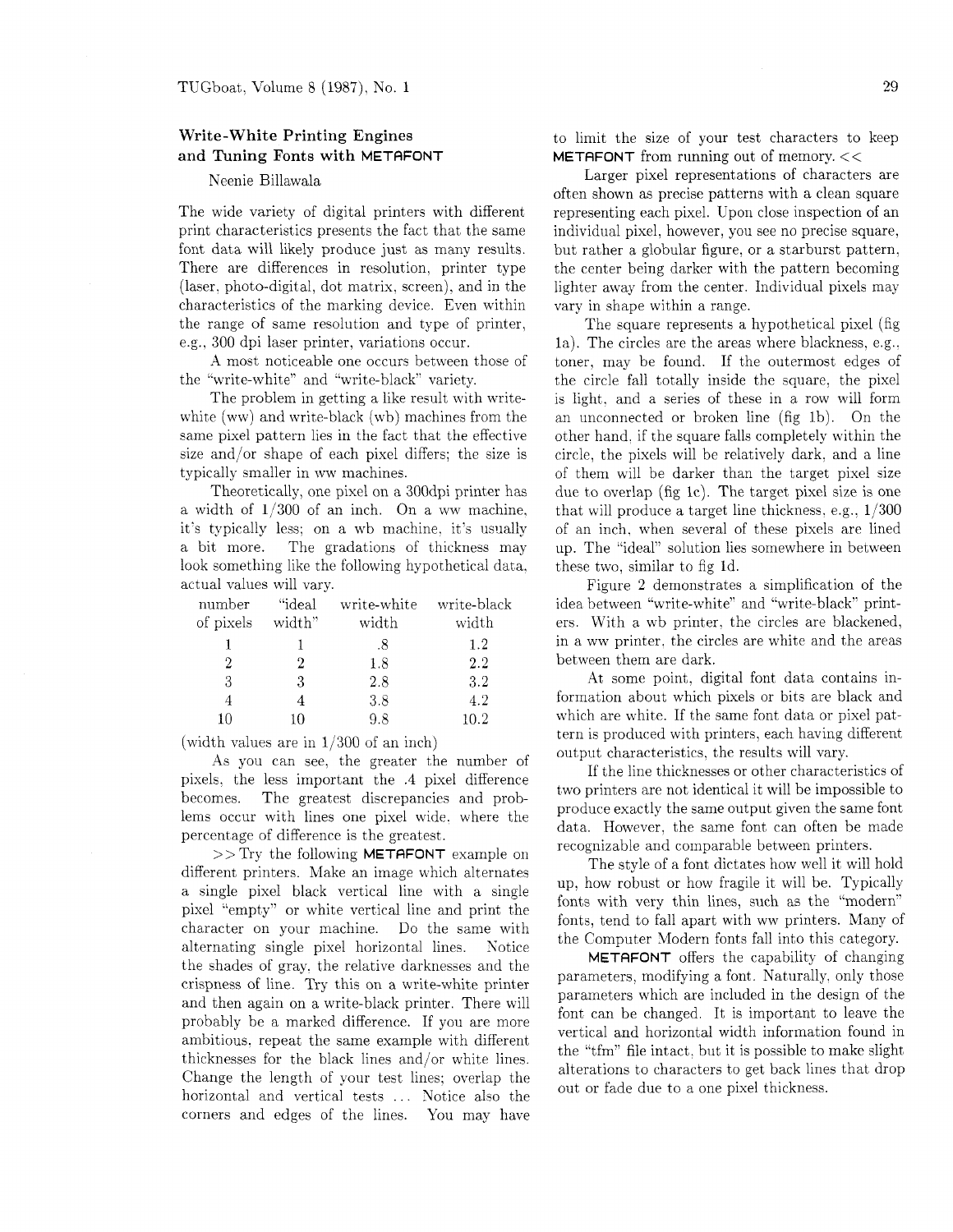## Write-White Printing Engines and Tuning Fonts with METAFONT

Neenie Billawala

The wide variety of digital printers with different print characteristics presents the fact that the same font data will likely produce just as many results. There are differences in resolution, printer type (laser, photo-digital, dot matrix, screen), and in the characteristics of the marking device. Even within the range of same resolution and type of printer, e.g., 300 dpi laser printer, variations occur.

A most noticeable one occurs between those of the "write-white" and "write-black" variety.

The problem in getting a like result with write-white (ww) and write-black (wb) machines from the same pixel pattern lies in the fact that the effective size and/or shape of each pixel differs; the size is typically smaller in ww machines.

Theoretically, one pixel on a 300dpi printer has a width of 1/300 of an inch. On a ww machine, it's typically less; on a wb machine, it's usually a bit more. The gradations of thickness may look something like the following hypothetical data, actual values will vary.

| number of pixels | "ideal width" | write-white width | write-black width |
|---|---|---|---|
| 1 | 1 | .8 | 1.2 |
| 2 | 2 | 1.8 | 2.2 |
| 3 | 3 | 2.8 | 3.2 |
| 4 | 4 | 3.8 | 4.2 |
| 10 | 10 | 9.8 | 10.2 |

(width values are in 1/300 of an inch)

As you can see, the greater the number of pixels, the less important the .4 pixel difference becomes. The greatest discrepancies and problems occur with lines one pixel wide, where the percentage of difference is the greatest.

>> Try the following **METAFONT** example on different printers. Make an image which alternates a single pixel black vertical line with a single pixel "empty" or white vertical line and print the character on your machine. Do the same with alternating single pixel horizontal lines. Notice the shades of gray, the relative darknesses and the crispness of line. Try this on a write-white printer and then again on a write-black printer. There will probably be a marked difference. If you are more ambitious, repeat the same example with different thicknesses for the black lines and/or white lines. Change the length of your test lines; overlap the horizontal and vertical tests ... Notice also the corners and edges of the lines. You may have to limit the size of your test characters to keep **METAFONT** from running out of memory. <<

Larger pixel representations of characters are often shown as precise patterns with a clean square representing each pixel. Upon close inspection of an individual pixel, however, you see no precise square, but rather a globular figure, or a starburst pattern, the center being darker with the pattern becoming lighter away from the center. Individual pixels may vary in shape within a range.

The square represents a hypothetical pixel (fig 1a). The circles are the areas where blackness, e.g., toner, may be found. If the outermost edges of the circle fall totally inside the square, the pixel is light, and a series of these in a row will form an unconnected or broken line (fig 1b). On the other hand, if the square falls completely within the circle, the pixels will be relatively dark, and a line of them will be darker than the target pixel size due to overlap (fig 1c). The target pixel size is one that will produce a target line thickness, e.g., 1/300 of an inch, when several of these pixels are lined up. The "ideal" solution lies somewhere in between these two, similar to fig 1d.

Figure 2 demonstrates a simplification of the idea between "write-white" and "write-black" printers. With a wb printer, the circles are blackened, in a ww printer, the circles are white and the areas between them are dark.

At some point, digital font data contains information about which pixels or bits are black and which are white. If the same font data or pixel pattern is produced with printers, each having different output characteristics, the results will vary.

If the line thicknesses or other characteristics of two printers are not identical it will be impossible to produce exactly the same output given the same font data. However, the same font can often be made recognizable and comparable between printers.

The style of a font dictates how well it will hold up, how robust or how fragile it will be. Typically fonts with very thin lines, such as the "modern" fonts, tend to fall apart with ww printers. Many of the Computer Modern fonts fall into this category.

**METAFONT** offers the capability of changing parameters, modifying a font. Naturally, only those parameters which are included in the design of the font can be changed. It is important to leave the vertical and horizontal width information found in the "tfm" file intact, but it is possible to make slight alterations to characters to get back lines that drop out or fade due to a one pixel thickness.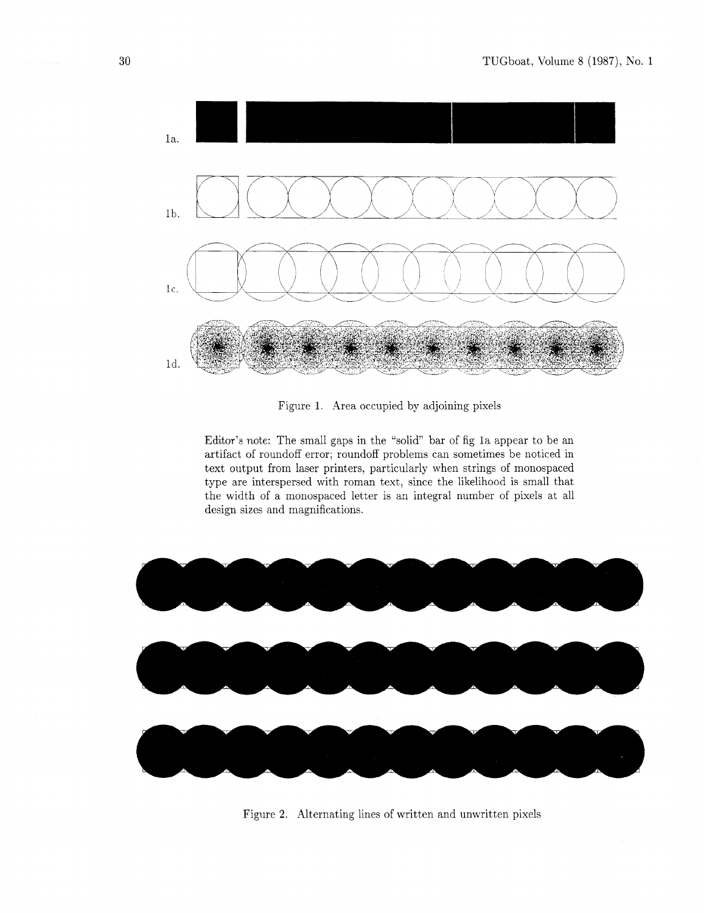1a.

1b.

1c.

1d.

Figure 1. Area occupied by adjoining pixels

Editor's note: The small gaps in the "solid" bar of fig 1a appear to be an artifact of roundoff error; roundoff problems can sometimes be noticed in text output from laser printers, particularly when strings of monospaced type are interspersed with roman text, since the likelihood is small that the width of a monospaced letter is an integral number of pixels at all design sizes and magnifications.

Figure 2. Alternating lines of written and unwritten pixels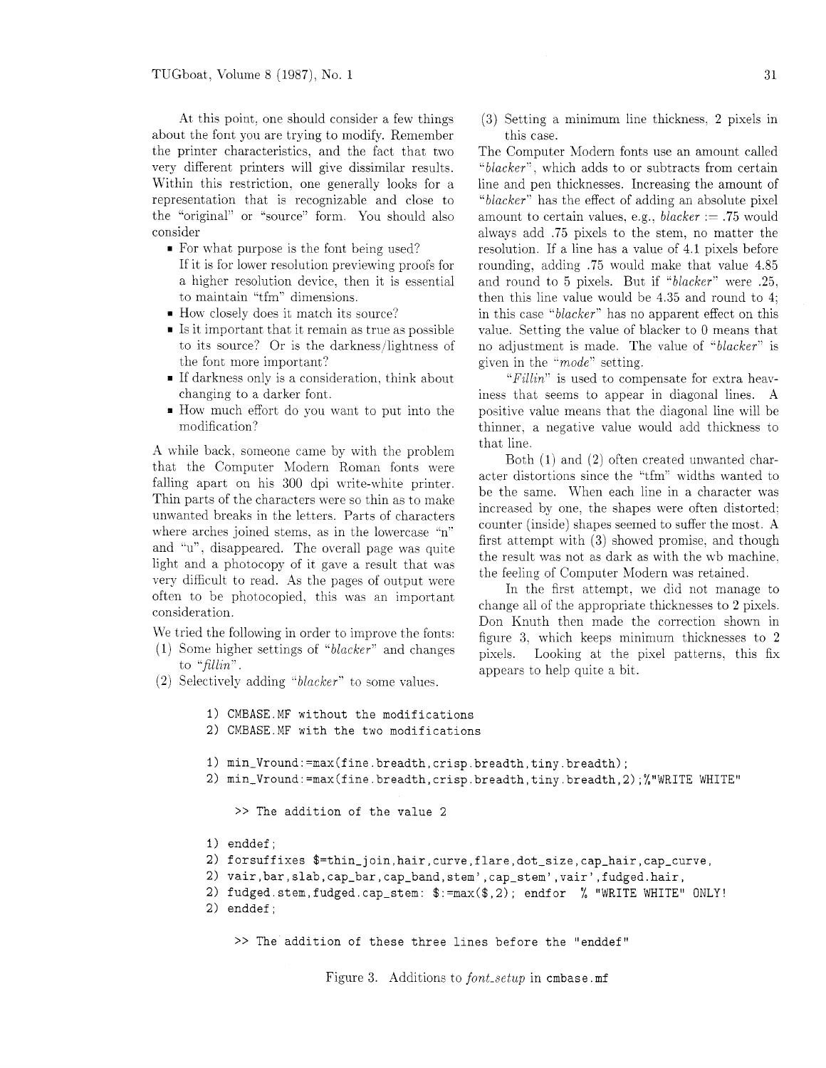At this point, one should consider a few things about the font you are trying to modify. Remember the printer characteristics, and the fact that two very different printers will give dissimilar results. Within this restriction, one generally looks for a representation that is recognizable and close to the "original" or "source" form. You should also consider

- For what purpose is the font being used?
  If it is for lower resolution previewing proofs for a higher resolution device, then it is essential to maintain "tfm" dimensions.
- How closely does it match its source?
- Is it important that it remain as true as possible to its source? Or is the darkness/lightness of the font more important?
- If darkness only is a consideration, think about changing to a darker font.
- How much effort do you want to put into the modification?

A while back, someone came by with the problem that the Computer Modern Roman fonts were falling apart on his 300 dpi write-white printer. Thin parts of the characters were so thin as to make unwanted breaks in the letters. Parts of characters where arches joined stems, as in the lowercase "n" and "u", disappeared. The overall page was quite light and a photocopy of it gave a result that was very difficult to read. As the pages of output were often to be photocopied, this was an important consideration.

We tried the following in order to improve the fonts:

(1) Some higher settings of "*blacker*" and changes to "*fillin*".
(2) Selectively adding "*blacker*" to some values.
(3) Setting a minimum line thickness, 2 pixels in this case.

The Computer Modern fonts use an amount called "*blacker*", which adds to or subtracts from certain line and pen thicknesses. Increasing the amount of "*blacker*" has the effect of adding an absolute pixel amount to certain values, e.g., *blacker* := .75 would always add .75 pixels to the stem, no matter the resolution. If a line has a value of 4.1 pixels before rounding, adding .75 would make that value 4.85 and round to 5 pixels. But if "*blacker*" were .25, then this line value would be 4.35 and round to 4; in this case "*blacker*" has no apparent effect on this value. Setting the value of blacker to 0 means that no adjustment is made. The value of "*blacker*" is given in the "*mode*" setting.

"*Fillin*" is used to compensate for extra heaviness that seems to appear in diagonal lines. A positive value means that the diagonal line will be thinner, a negative value would add thickness to that line.

Both (1) and (2) often created unwanted character distortions since the "tfm" widths wanted to be the same. When each line in a character was increased by one, the shapes were often distorted; counter (inside) shapes seemed to suffer the most. A first attempt with (3) showed promise, and though the result was not as dark as with the wb machine, the feeling of Computer Modern was retained.

In the first attempt, we did not manage to change all of the appropriate thicknesses to 2 pixels. Don Knuth then made the correction shown in figure 3, which keeps minimum thicknesses to 2 pixels. Looking at the pixel patterns, this fix appears to help quite a bit.

```
1) CMBASE.MF without the modifications
2) CMBASE.MF with the two modifications

1) min_Vround:=max(fine.breadth,crisp.breadth,tiny.breadth);
2) min_Vround:=max(fine.breadth,crisp.breadth,tiny.breadth,2);%"WRITE WHITE"

     >> The addition of the value 2

1) enddef;
2) forsuffixes $=thin_join,hair,curve,flare,dot_size,cap_hair,cap_curve,
2) vair,bar,slab,cap_bar,cap_band,stem',cap_stem',vair',fudged.hair,
2) fudged.stem,fudged.cap_stem: $:=max($,2); endfor  % "WRITE WHITE" ONLY!
2) enddef;

     >> The addition of these three lines before the "enddef"
```

Figure 3. Additions to *font_setup* in cmbase.mf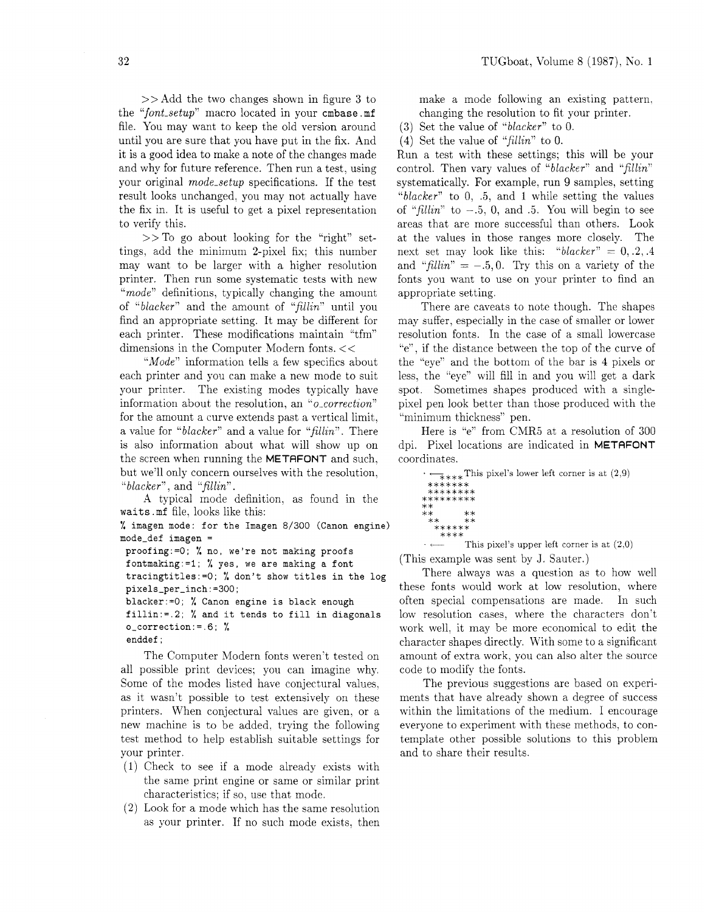>> Add the two changes shown in figure 3 to the *"font_setup"* macro located in your `cmbase.mf` file. You may want to keep the old version around until you are sure that you have put in the fix. And it is a good idea to make a note of the changes made and why for future reference. Then run a test, using your original *mode_setup* specifications. If the test result looks unchanged, you may not actually have the fix in. It is useful to get a pixel representation to verify this.

>> To go about looking for the "right" settings, add the minimum 2-pixel fix; this number may want to be larger with a higher resolution printer. Then run some systematic tests with new *"mode"* definitions, typically changing the amount of *"blacker"* and the amount of *"fillin"* until you find an appropriate setting. It may be different for each printer. These modifications maintain "tfm" dimensions in the Computer Modern fonts. <<

*"Mode"* information tells a few specifics about each printer and you can make a new mode to suit your printer. The existing modes typically have information about the resolution, an *"o_correction"* for the amount a curve extends past a vertical limit, a value for *"blacker"* and a value for *"fillin"*. There is also information about what will show up on the screen when running the **METAFONT** and such, but we'll only concern ourselves with the resolution, *"blacker"*, and *"fillin"*.

A typical mode definition, as found in the `waits.mf` file, looks like this:

```
% imagen mode: for the Imagen 8/300 (Canon engine)
mode_def imagen =
 proofing:=0; % no, we're not making proofs
 fontmaking:=1; % yes, we are making a font
 tracingtitles:=0; % don't show titles in the log
 pixels_per_inch:=300;
 blacker:=0; % Canon engine is black enough
 fillin:=.2; % and it tends to fill in diagonals
 o_correction:=.6; %
 enddef;
```

The Computer Modern fonts weren't tested on all possible print devices; you can imagine why. Some of the modes listed have conjectural values, as it wasn't possible to test extensively on these printers. When conjectural values are given, or a new machine is to be added, trying the following test method to help establish suitable settings for your printer.

(1) Check to see if a mode already exists with the same print engine or same or similar print characteristics; if so, use that mode.
(2) Look for a mode which has the same resolution as your printer. If no such mode exists, then make a mode following an existing pattern, changing the resolution to fit your printer.
(3) Set the value of *"blacker"* to 0.
(4) Set the value of *"fillin"* to 0.

Run a test with these settings; this will be your control. Then vary values of *"blacker"* and *"fillin"* systematically. For example, run 9 samples, setting *"blacker"* to 0, .5, and 1 while setting the values of *"fillin"* to −.5, 0, and .5. You will begin to see areas that are more successful than others. Look at the values in those ranges more closely. The next set may look like this: *"blacker"* = 0, .2, .4 and *"fillin"* = −.5, 0. Try this on a variety of the fonts you want to use on your printer to find an appropriate setting.

There are caveats to note though. The shapes may suffer, especially in the case of smaller or lower resolution fonts. In the case of a small lowercase "e", if the distance between the top of the curve of the "eye" and the bottom of the bar is 4 pixels or less, the "eye" will fill in and you will get a dark spot. Sometimes shapes produced with a single-pixel pen look better than those produced with the "minimum thickness" pen.

Here is "e" from CMR5 at a resolution of 300 dpi. Pixel locations are indicated in **METAFONT** coordinates.

```
 · ⟵ ****   This pixel's lower left corner is at (2,9)
  *******
  ********
 *********
 **
 **      **
  **     **
   ******
    ****
 · ⟵        This pixel's upper left corner is at (2,0)
```

(This example was sent by J. Sauter.)

There always was a question as to how well these fonts would work at low resolution, where often special compensations are made. In such low resolution cases, where the characters don't work well, it may be more economical to edit the character shapes directly. With some to a significant amount of extra work, you can also alter the source code to modify the fonts.

The previous suggestions are based on experiments that have already shown a degree of success within the limitations of the medium. I encourage everyone to experiment with these methods, to contemplate other possible solutions to this problem and to share their results.